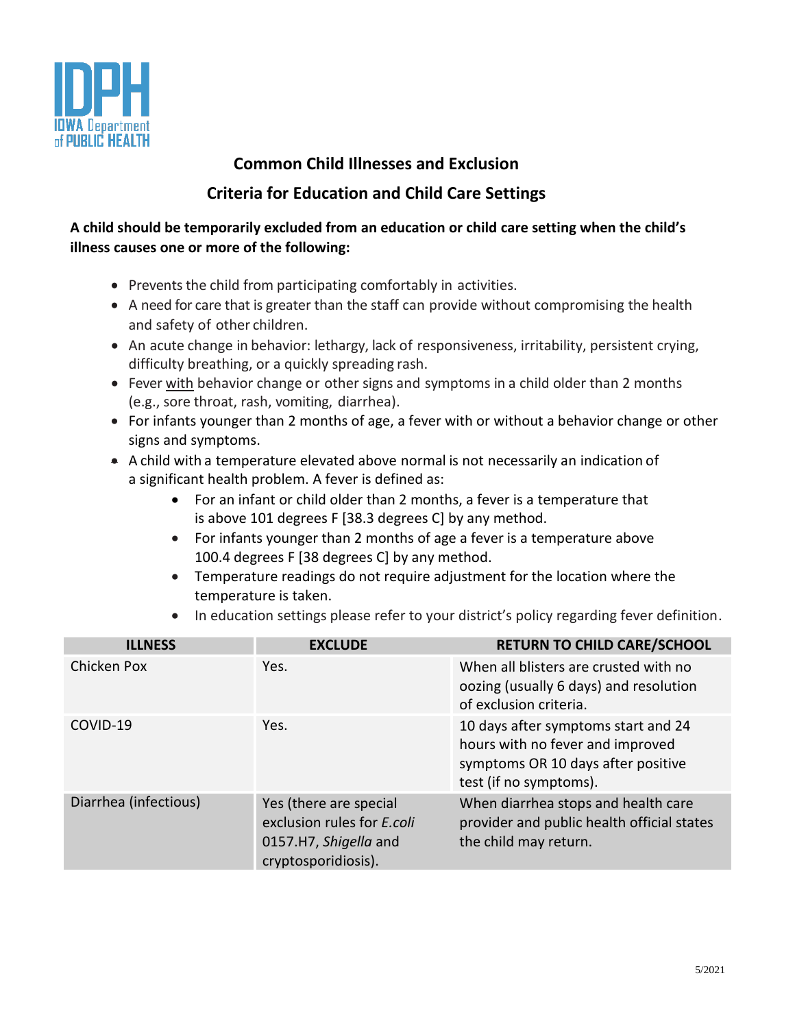IDPH
IOWA Department of PUBLIC HEALTH

## Common Child Illnesses and Exclusion

## Criteria for Education and Child Care Settings

**A child should be temporarily excluded from an education or child care setting when the child's illness causes one or more of the following:**

- Prevents the child from participating comfortably in activities.
- A need for care that is greater than the staff can provide without compromising the health and safety of other children.
- An acute change in behavior: lethargy, lack of responsiveness, irritability, persistent crying, difficulty breathing, or a quickly spreading rash.
- Fever with behavior change or other signs and symptoms in a child older than 2 months (e.g., sore throat, rash, vomiting, diarrhea).
- For infants younger than 2 months of age, a fever with or without a behavior change or other signs and symptoms.
- A child with a temperature elevated above normal is not necessarily an indication of a significant health problem. A fever is defined as:
  - For an infant or child older than 2 months, a fever is a temperature that is above 101 degrees F [38.3 degrees C] by any method.
  - For infants younger than 2 months of age a fever is a temperature above 100.4 degrees F [38 degrees C] by any method.
  - Temperature readings do not require adjustment for the location where the temperature is taken.
  - In education settings please refer to your district's policy regarding fever definition.

| ILLNESS | EXCLUDE | RETURN TO CHILD CARE/SCHOOL |
|---|---|---|
| Chicken Pox | Yes. | When all blisters are crusted with no oozing (usually 6 days) and resolution of exclusion criteria. |
| COVID-19 | Yes. | 10 days after symptoms start and 24 hours with no fever and improved symptoms OR 10 days after positive test (if no symptoms). |
| Diarrhea (infectious) | Yes (there are special exclusion rules for *E.coli* 0157.H7, *Shigella* and cryptosporidiosis). | When diarrhea stops and health care provider and public health official states the child may return. |

5/2021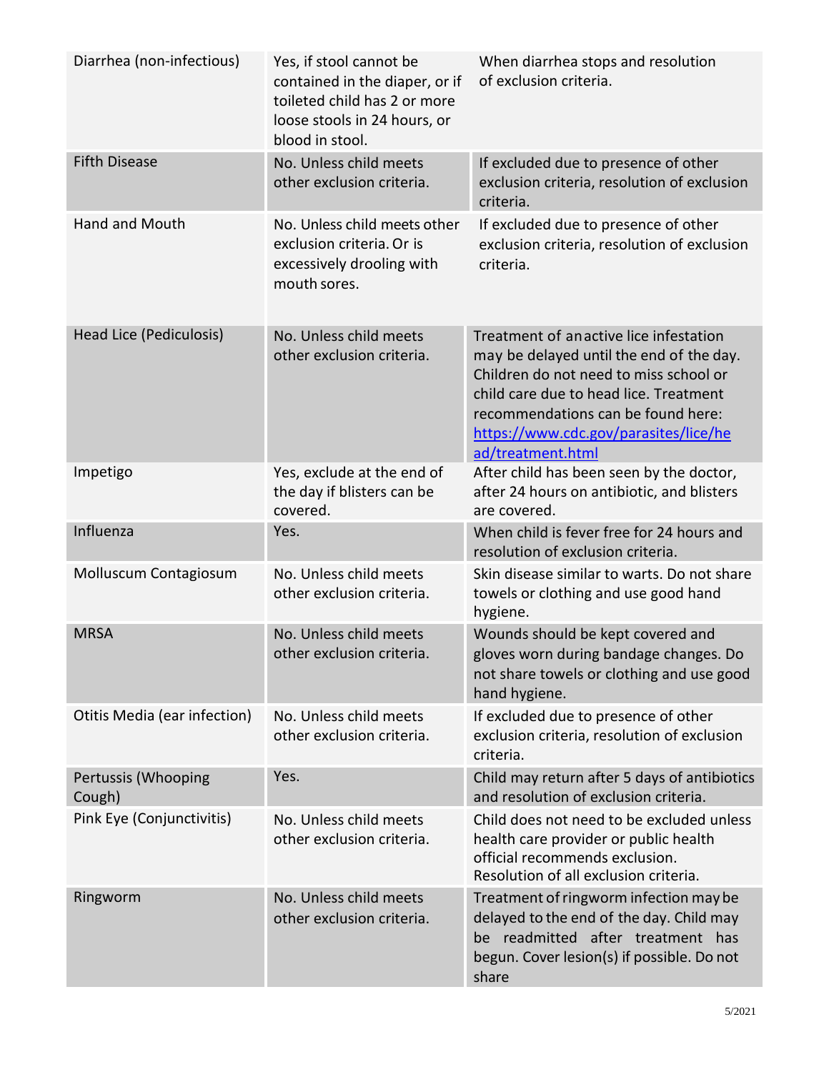| | | |
|---|---|---|
| Diarrhea (non-infectious) | Yes, if stool cannot be contained in the diaper, or if toileted child has 2 or more loose stools in 24 hours, or blood in stool. | When diarrhea stops and resolution of exclusion criteria. |
| Fifth Disease | No. Unless child meets other exclusion criteria. | If excluded due to presence of other exclusion criteria, resolution of exclusion criteria. |
| Hand and Mouth | No. Unless child meets other exclusion criteria. Or is excessively drooling with mouth sores. | If excluded due to presence of other exclusion criteria, resolution of exclusion criteria. |
| Head Lice (Pediculosis) | No. Unless child meets other exclusion criteria. | Treatment of an active lice infestation may be delayed until the end of the day. Children do not need to miss school or child care due to head lice. Treatment recommendations can be found here: [https://www.cdc.gov/parasites/lice/head/treatment.html](https://www.cdc.gov/parasites/lice/head/treatment.html) |
| Impetigo | Yes, exclude at the end of the day if blisters can be covered. | After child has been seen by the doctor, after 24 hours on antibiotic, and blisters are covered. |
| Influenza | Yes. | When child is fever free for 24 hours and resolution of exclusion criteria. |
| Molluscum Contagiosum | No. Unless child meets other exclusion criteria. | Skin disease similar to warts. Do not share towels or clothing and use good hand hygiene. |
| MRSA | No. Unless child meets other exclusion criteria. | Wounds should be kept covered and gloves worn during bandage changes. Do not share towels or clothing and use good hand hygiene. |
| Otitis Media (ear infection) | No. Unless child meets other exclusion criteria. | If excluded due to presence of other exclusion criteria, resolution of exclusion criteria. |
| Pertussis (Whooping Cough) | Yes. | Child may return after 5 days of antibiotics and resolution of exclusion criteria. |
| Pink Eye (Conjunctivitis) | No. Unless child meets other exclusion criteria. | Child does not need to be excluded unless health care provider or public health official recommends exclusion. Resolution of all exclusion criteria. |
| Ringworm | No. Unless child meets other exclusion criteria. | Treatment of ringworm infection may be delayed to the end of the day. Child may be readmitted after treatment has begun. Cover lesion(s) if possible. Do not share |

5/2021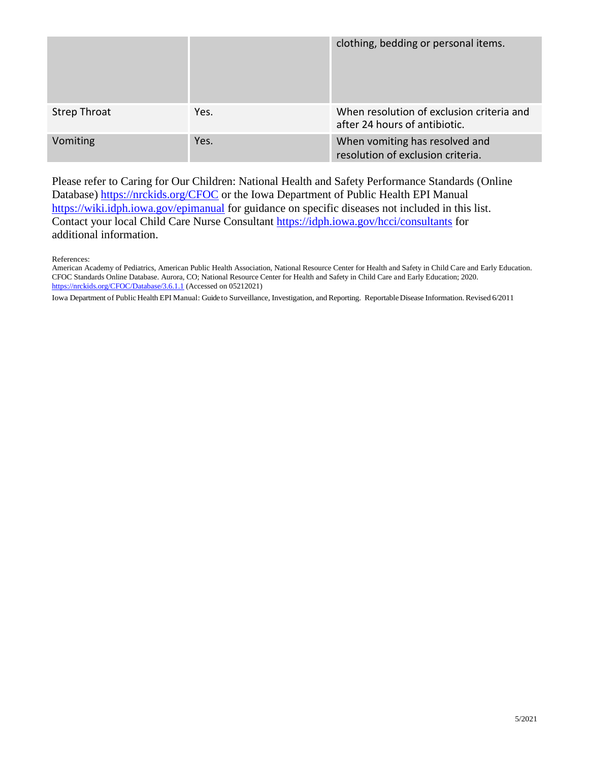| | | |
|---|---|---|
| | | clothing, bedding or personal items. |
| Strep Throat | Yes. | When resolution of exclusion criteria and after 24 hours of antibiotic. |
| Vomiting | Yes. | When vomiting has resolved and resolution of exclusion criteria. |

Please refer to Caring for Our Children: National Health and Safety Performance Standards (Online Database) https://nrckids.org/CFOC or the Iowa Department of Public Health EPI Manual https://wiki.idph.iowa.gov/epimanual for guidance on specific diseases not included in this list. Contact your local Child Care Nurse Consultant https://idph.iowa.gov/hcci/consultants for additional information.

References:

American Academy of Pediatrics, American Public Health Association, National Resource Center for Health and Safety in Child Care and Early Education. CFOC Standards Online Database. Aurora, CO; National Resource Center for Health and Safety in Child Care and Early Education; 2020. https://nrckids.org/CFOC/Database/3.6.1.1 (Accessed on 05212021)

Iowa Department of Public Health EPI Manual: Guide to Surveillance, Investigation, and Reporting. Reportable Disease Information. Revised 6/2011

5/2021